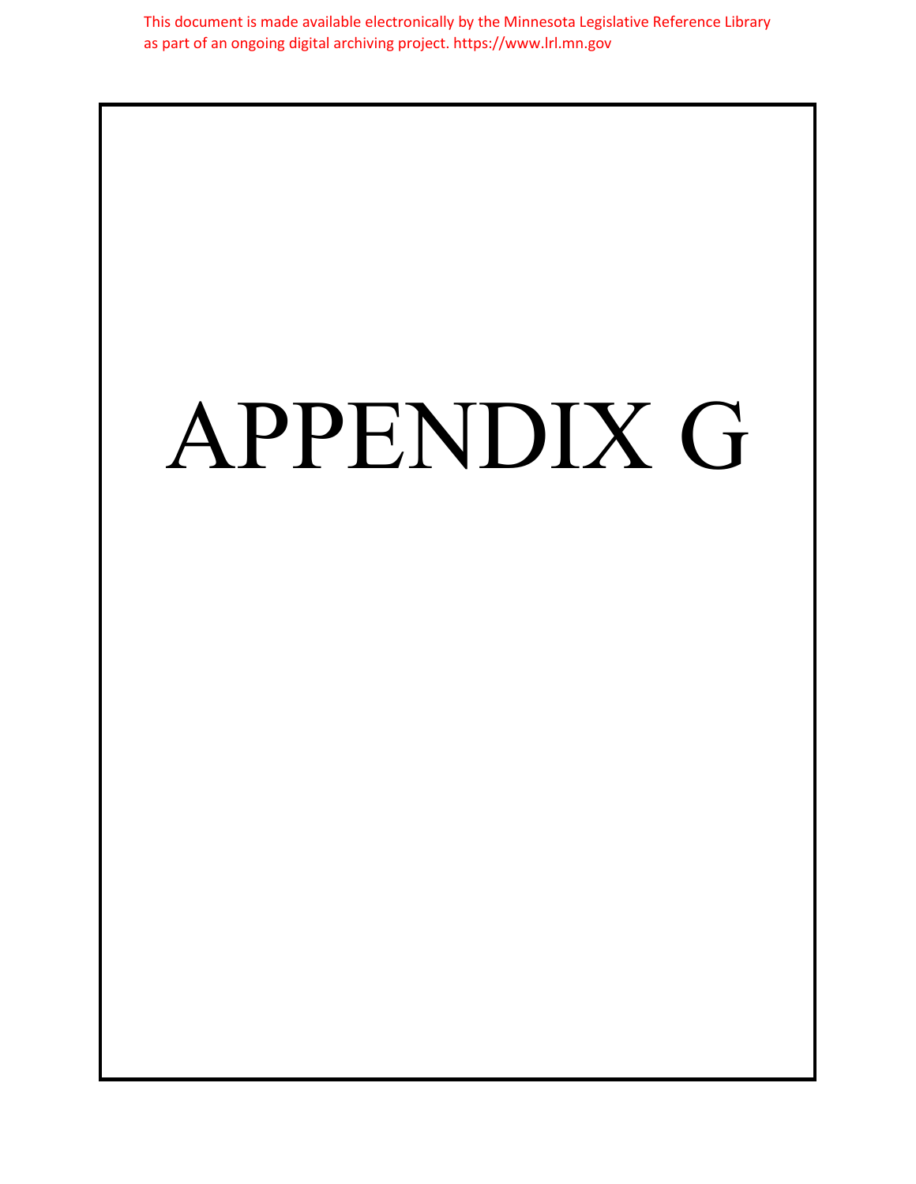This document is made available electronically by the Minnesota Legislative Reference Library as part of an ongoing digital archiving project. https://www.lrl.mn.gov

# APPENDIX G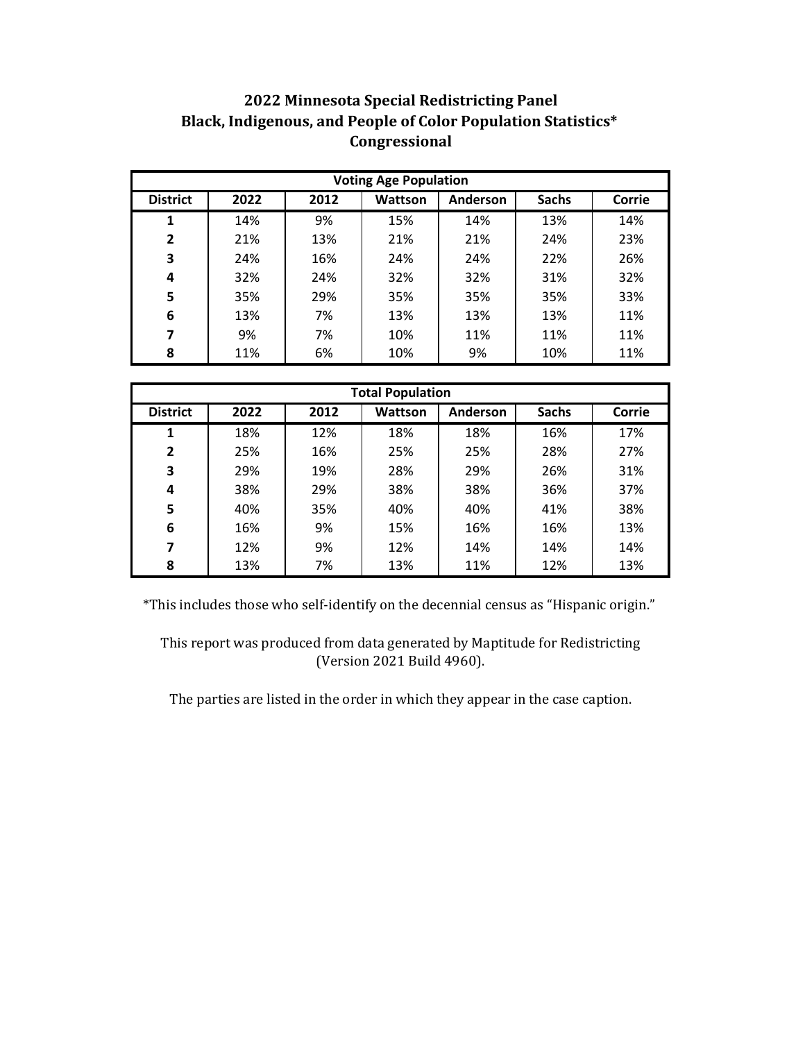# 2022 Minnesota Special Redistricting Panel
## Black, Indigenous, and People of Color Population Statistics*
## Congressional

| Voting Age Population | | | | | | |
|---|---|---|---|---|---|---|
| **District** | **2022** | **2012** | **Wattson** | **Anderson** | **Sachs** | **Corrie** |
| **1** | 14% | 9% | 15% | 14% | 13% | 14% |
| **2** | 21% | 13% | 21% | 21% | 24% | 23% |
| **3** | 24% | 16% | 24% | 24% | 22% | 26% |
| **4** | 32% | 24% | 32% | 32% | 31% | 32% |
| **5** | 35% | 29% | 35% | 35% | 35% | 33% |
| **6** | 13% | 7% | 13% | 13% | 13% | 11% |
| **7** | 9% | 7% | 10% | 11% | 11% | 11% |
| **8** | 11% | 6% | 10% | 9% | 10% | 11% |

| Total Population | | | | | | |
|---|---|---|---|---|---|---|
| **District** | **2022** | **2012** | **Wattson** | **Anderson** | **Sachs** | **Corrie** |
| **1** | 18% | 12% | 18% | 18% | 16% | 17% |
| **2** | 25% | 16% | 25% | 25% | 28% | 27% |
| **3** | 29% | 19% | 28% | 29% | 26% | 31% |
| **4** | 38% | 29% | 38% | 38% | 36% | 37% |
| **5** | 40% | 35% | 40% | 40% | 41% | 38% |
| **6** | 16% | 9% | 15% | 16% | 16% | 13% |
| **7** | 12% | 9% | 12% | 14% | 14% | 14% |
| **8** | 13% | 7% | 13% | 11% | 12% | 13% |

*This includes those who self-identify on the decennial census as "Hispanic origin."

This report was produced from data generated by Maptitude for Redistricting (Version 2021 Build 4960).

The parties are listed in the order in which they appear in the case caption.